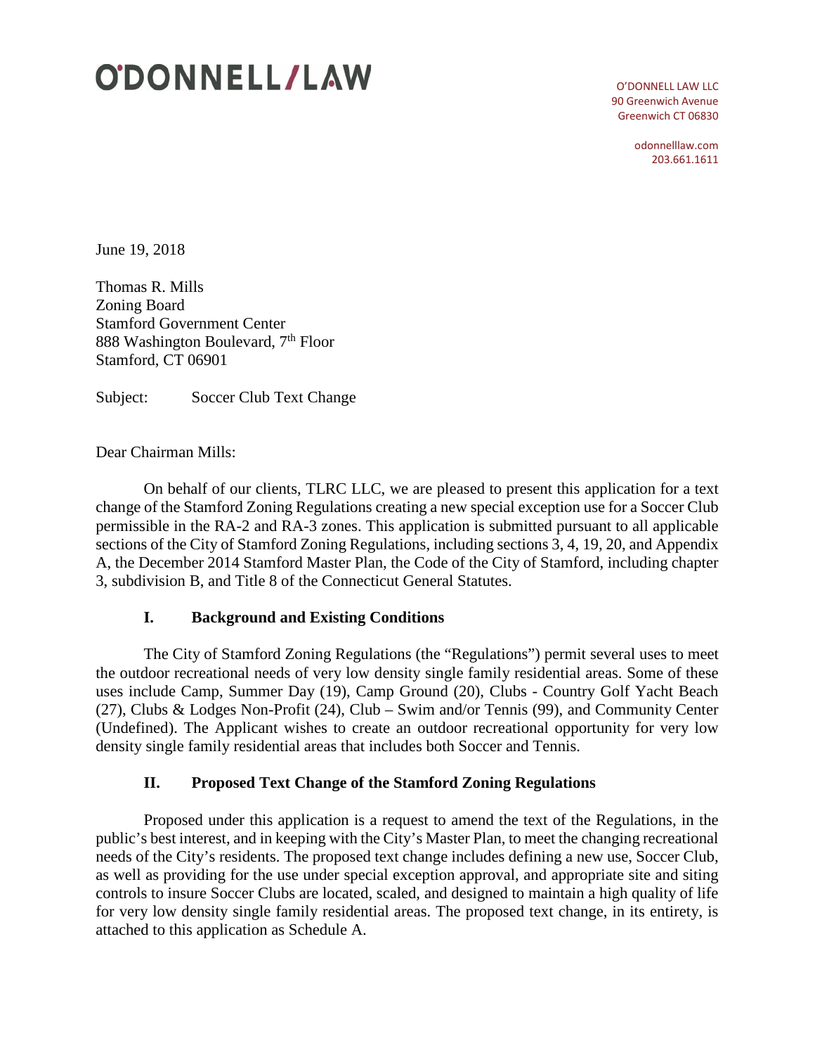# O'DONNELL/LAW

O'DONNELL LAW LLC
90 Greenwich Avenue
Greenwich CT 06830

odonnelllaw.com
203.661.1611

June 19, 2018

Thomas R. Mills
Zoning Board
Stamford Government Center
888 Washington Boulevard, 7th Floor
Stamford, CT 06901

Subject: Soccer Club Text Change

Dear Chairman Mills:

On behalf of our clients, TLRC LLC, we are pleased to present this application for a text change of the Stamford Zoning Regulations creating a new special exception use for a Soccer Club permissible in the RA-2 and RA-3 zones. This application is submitted pursuant to all applicable sections of the City of Stamford Zoning Regulations, including sections 3, 4, 19, 20, and Appendix A, the December 2014 Stamford Master Plan, the Code of the City of Stamford, including chapter 3, subdivision B, and Title 8 of the Connecticut General Statutes.

## I. Background and Existing Conditions

The City of Stamford Zoning Regulations (the "Regulations") permit several uses to meet the outdoor recreational needs of very low density single family residential areas. Some of these uses include Camp, Summer Day (19), Camp Ground (20), Clubs - Country Golf Yacht Beach (27), Clubs & Lodges Non-Profit (24), Club – Swim and/or Tennis (99), and Community Center (Undefined). The Applicant wishes to create an outdoor recreational opportunity for very low density single family residential areas that includes both Soccer and Tennis.

## II. Proposed Text Change of the Stamford Zoning Regulations

Proposed under this application is a request to amend the text of the Regulations, in the public's best interest, and in keeping with the City's Master Plan, to meet the changing recreational needs of the City's residents. The proposed text change includes defining a new use, Soccer Club, as well as providing for the use under special exception approval, and appropriate site and siting controls to insure Soccer Clubs are located, scaled, and designed to maintain a high quality of life for very low density single family residential areas. The proposed text change, in its entirety, is attached to this application as Schedule A.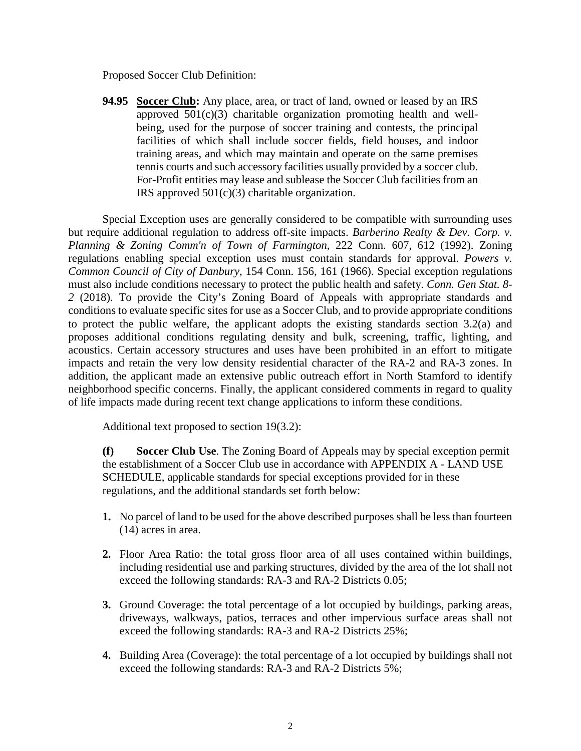Proposed Soccer Club Definition:

**94.95** **Soccer Club:** Any place, area, or tract of land, owned or leased by an IRS approved 501(c)(3) charitable organization promoting health and well-being, used for the purpose of soccer training and contests, the principal facilities of which shall include soccer fields, field houses, and indoor training areas, and which may maintain and operate on the same premises tennis courts and such accessory facilities usually provided by a soccer club. For-Profit entities may lease and sublease the Soccer Club facilities from an IRS approved 501(c)(3) charitable organization.

Special Exception uses are generally considered to be compatible with surrounding uses but require additional regulation to address off-site impacts. *Barberino Realty & Dev. Corp. v. Planning & Zoning Comm'n of Town of Farmington*, 222 Conn. 607, 612 (1992). Zoning regulations enabling special exception uses must contain standards for approval. *Powers v. Common Council of City of Danbury*, 154 Conn. 156, 161 (1966). Special exception regulations must also include conditions necessary to protect the public health and safety. *Conn. Gen Stat. 8-2* (2018). To provide the City's Zoning Board of Appeals with appropriate standards and conditions to evaluate specific sites for use as a Soccer Club, and to provide appropriate conditions to protect the public welfare, the applicant adopts the existing standards section 3.2(a) and proposes additional conditions regulating density and bulk, screening, traffic, lighting, and acoustics. Certain accessory structures and uses have been prohibited in an effort to mitigate impacts and retain the very low density residential character of the RA-2 and RA-3 zones. In addition, the applicant made an extensive public outreach effort in North Stamford to identify neighborhood specific concerns. Finally, the applicant considered comments in regard to quality of life impacts made during recent text change applications to inform these conditions.

Additional text proposed to section 19(3.2):

**(f)** **Soccer Club Use**. The Zoning Board of Appeals may by special exception permit the establishment of a Soccer Club use in accordance with APPENDIX A - LAND USE SCHEDULE, applicable standards for special exceptions provided for in these regulations, and the additional standards set forth below:

1. No parcel of land to be used for the above described purposes shall be less than fourteen (14) acres in area.
2. Floor Area Ratio: the total gross floor area of all uses contained within buildings, including residential use and parking structures, divided by the area of the lot shall not exceed the following standards: RA-3 and RA-2 Districts 0.05;
3. Ground Coverage: the total percentage of a lot occupied by buildings, parking areas, driveways, walkways, patios, terraces and other impervious surface areas shall not exceed the following standards: RA-3 and RA-2 Districts 25%;
4. Building Area (Coverage): the total percentage of a lot occupied by buildings shall not exceed the following standards: RA-3 and RA-2 Districts 5%;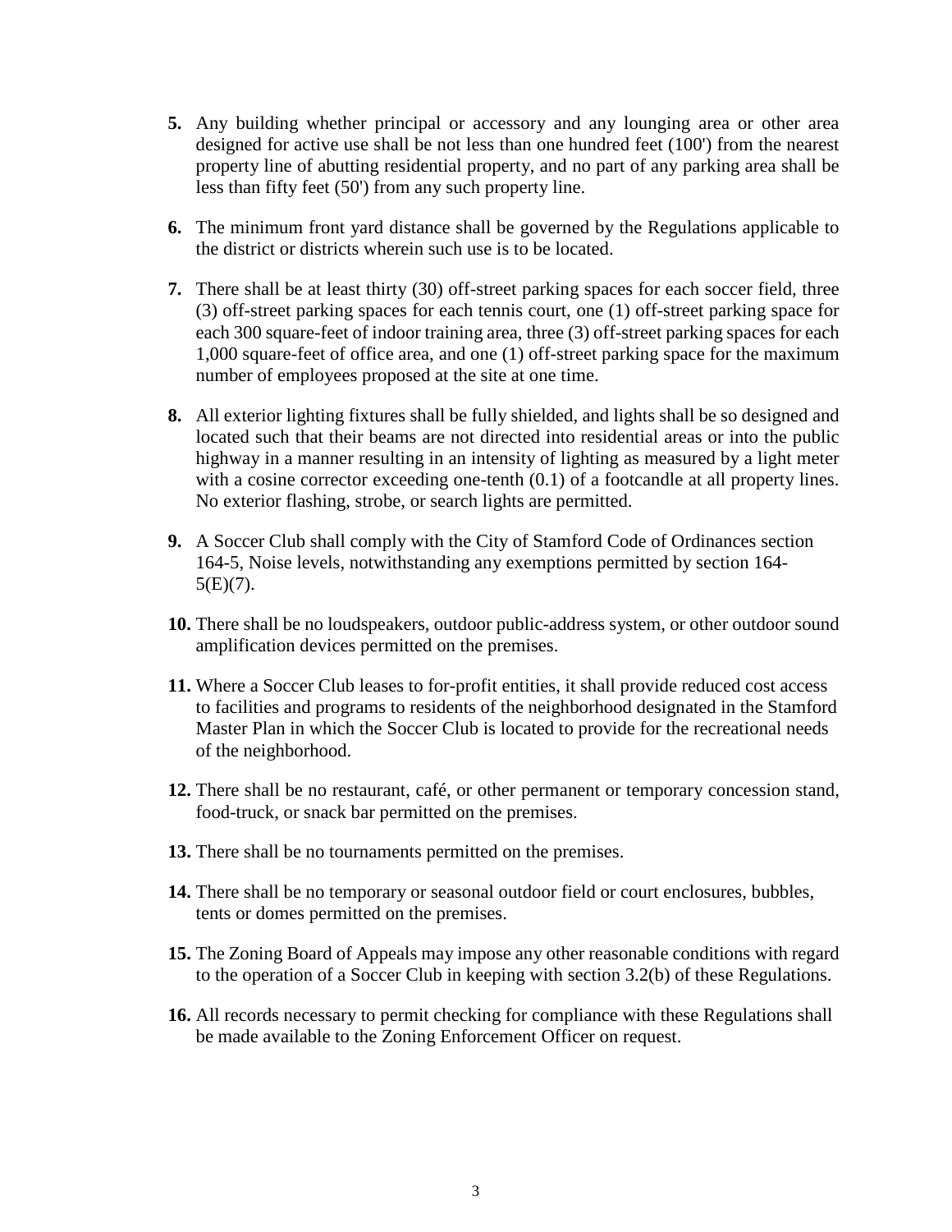**5.** Any building whether principal or accessory and any lounging area or other area designed for active use shall be not less than one hundred feet (100') from the nearest property line of abutting residential property, and no part of any parking area shall be less than fifty feet (50') from any such property line.

**6.** The minimum front yard distance shall be governed by the Regulations applicable to the district or districts wherein such use is to be located.

**7.** There shall be at least thirty (30) off-street parking spaces for each soccer field, three (3) off-street parking spaces for each tennis court, one (1) off-street parking space for each 300 square-feet of indoor training area, three (3) off-street parking spaces for each 1,000 square-feet of office area, and one (1) off-street parking space for the maximum number of employees proposed at the site at one time.

**8.** All exterior lighting fixtures shall be fully shielded, and lights shall be so designed and located such that their beams are not directed into residential areas or into the public highway in a manner resulting in an intensity of lighting as measured by a light meter with a cosine corrector exceeding one-tenth (0.1) of a footcandle at all property lines. No exterior flashing, strobe, or search lights are permitted.

**9.** A Soccer Club shall comply with the City of Stamford Code of Ordinances section 164-5, Noise levels, notwithstanding any exemptions permitted by section 164-5(E)(7).

**10.** There shall be no loudspeakers, outdoor public-address system, or other outdoor sound amplification devices permitted on the premises.

**11.** Where a Soccer Club leases to for-profit entities, it shall provide reduced cost access to facilities and programs to residents of the neighborhood designated in the Stamford Master Plan in which the Soccer Club is located to provide for the recreational needs of the neighborhood.

**12.** There shall be no restaurant, café, or other permanent or temporary concession stand, food-truck, or snack bar permitted on the premises.

**13.** There shall be no tournaments permitted on the premises.

**14.** There shall be no temporary or seasonal outdoor field or court enclosures, bubbles, tents or domes permitted on the premises.

**15.** The Zoning Board of Appeals may impose any other reasonable conditions with regard to the operation of a Soccer Club in keeping with section 3.2(b) of these Regulations.

**16.** All records necessary to permit checking for compliance with these Regulations shall be made available to the Zoning Enforcement Officer on request.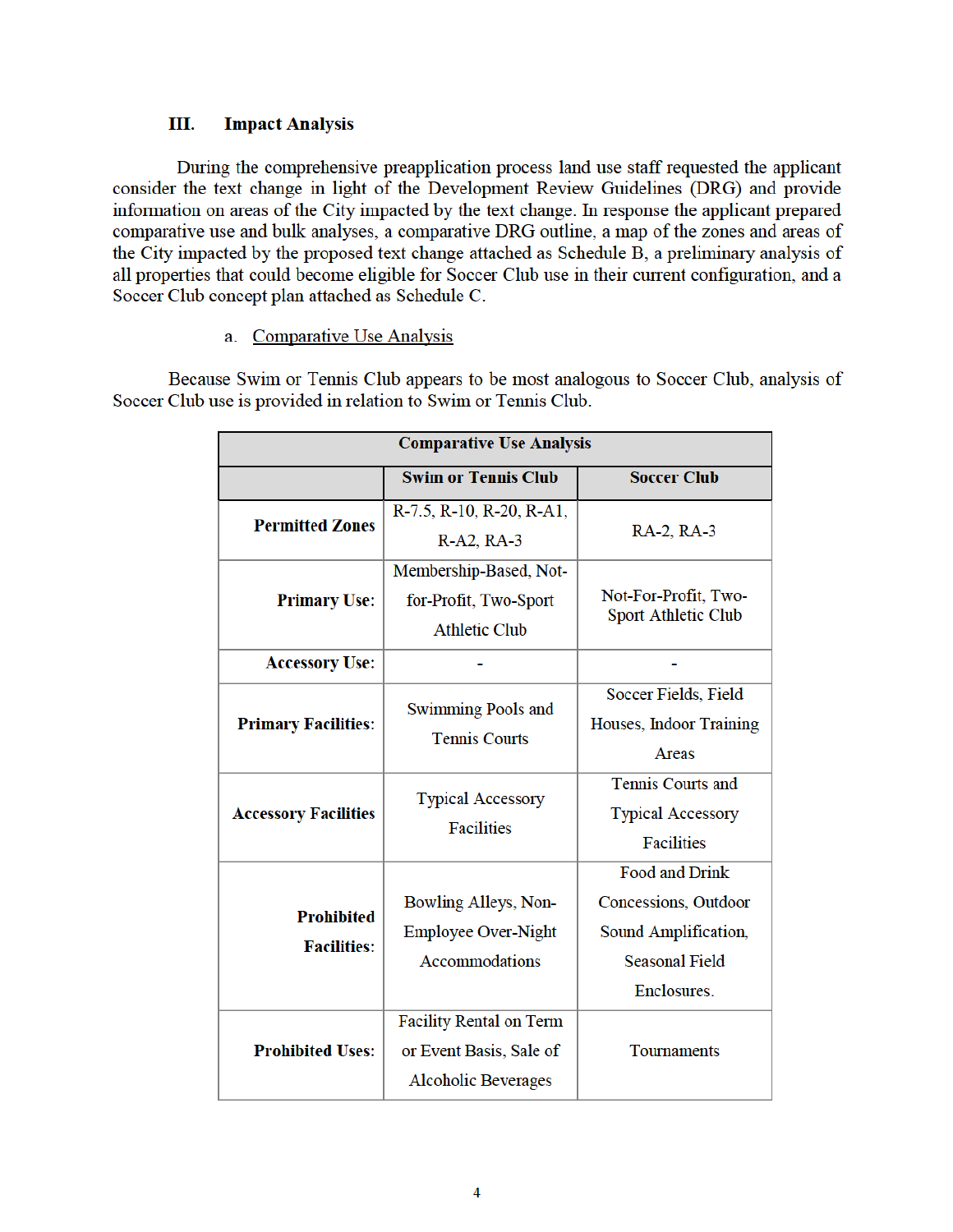## III. Impact Analysis

During the comprehensive preapplication process land use staff requested the applicant consider the text change in light of the Development Review Guidelines (DRG) and provide information on areas of the City impacted by the text change. In response the applicant prepared comparative use and bulk analyses, a comparative DRG outline, a map of the zones and areas of the City impacted by the proposed text change attached as Schedule B, a preliminary analysis of all properties that could become eligible for Soccer Club use in their current configuration, and a Soccer Club concept plan attached as Schedule C.

### a. Comparative Use Analysis

Because Swim or Tennis Club appears to be most analogous to Soccer Club, analysis of Soccer Club use is provided in relation to Swim or Tennis Club.

| Comparative Use Analysis | | |
|---|---|---|
| | **Swim or Tennis Club** | **Soccer Club** |
| **Permitted Zones** | R-7.5, R-10, R-20, R-A1, R-A2, RA-3 | RA-2, RA-3 |
| **Primary Use:** | Membership-Based, Not-for-Profit, Two-Sport Athletic Club | Not-For-Profit, Two-Sport Athletic Club |
| **Accessory Use:** | - | - |
| **Primary Facilities:** | Swimming Pools and Tennis Courts | Soccer Fields, Field Houses, Indoor Training Areas |
| **Accessory Facilities** | Typical Accessory Facilities | Tennis Courts and Typical Accessory Facilities |
| **Prohibited Facilities:** | Bowling Alleys, Non-Employee Over-Night Accommodations | Food and Drink Concessions, Outdoor Sound Amplification, Seasonal Field Enclosures. |
| **Prohibited Uses:** | Facility Rental on Term or Event Basis, Sale of Alcoholic Beverages | Tournaments |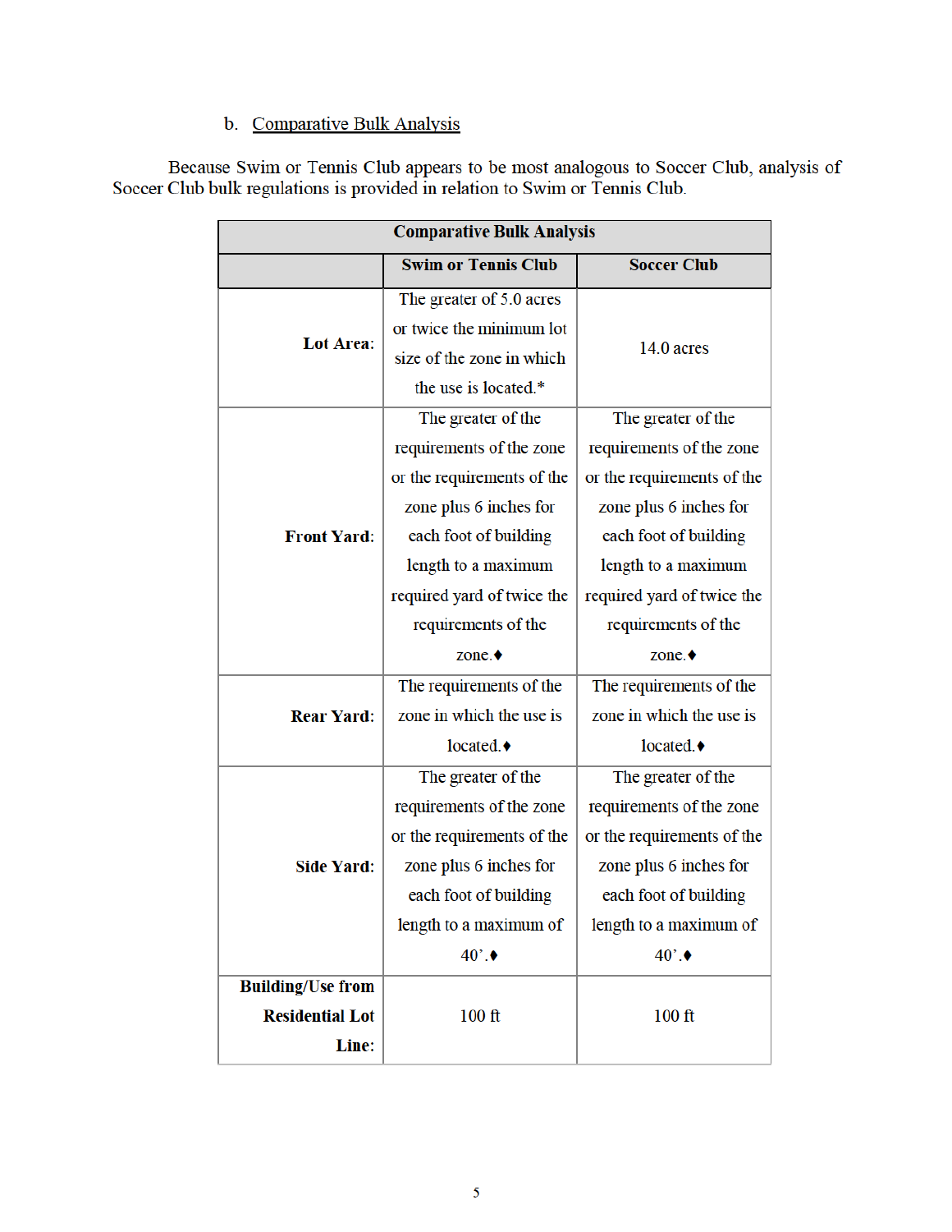b. <u>Comparative Bulk Analysis</u>

Because Swim or Tennis Club appears to be most analogous to Soccer Club, analysis of Soccer Club bulk regulations is provided in relation to Swim or Tennis Club.

| Comparative Bulk Analysis | | |
|---|---|---|
| | **Swim or Tennis Club** | **Soccer Club** |
| **Lot Area:** | The greater of 5.0 acres or twice the minimum lot size of the zone in which the use is located.* | 14.0 acres |
| **Front Yard:** | The greater of the requirements of the zone or the requirements of the zone plus 6 inches for each foot of building length to a maximum required yard of twice the requirements of the zone.♦ | The greater of the requirements of the zone or the requirements of the zone plus 6 inches for each foot of building length to a maximum required yard of twice the requirements of the zone.♦ |
| **Rear Yard:** | The requirements of the zone in which the use is located.♦ | The requirements of the zone in which the use is located.♦ |
| **Side Yard:** | The greater of the requirements of the zone or the requirements of the zone plus 6 inches for each foot of building length to a maximum of 40'.♦ | The greater of the requirements of the zone or the requirements of the zone plus 6 inches for each foot of building length to a maximum of 40'.♦ |
| **Building/Use from Residential Lot Line:** | 100 ft | 100 ft |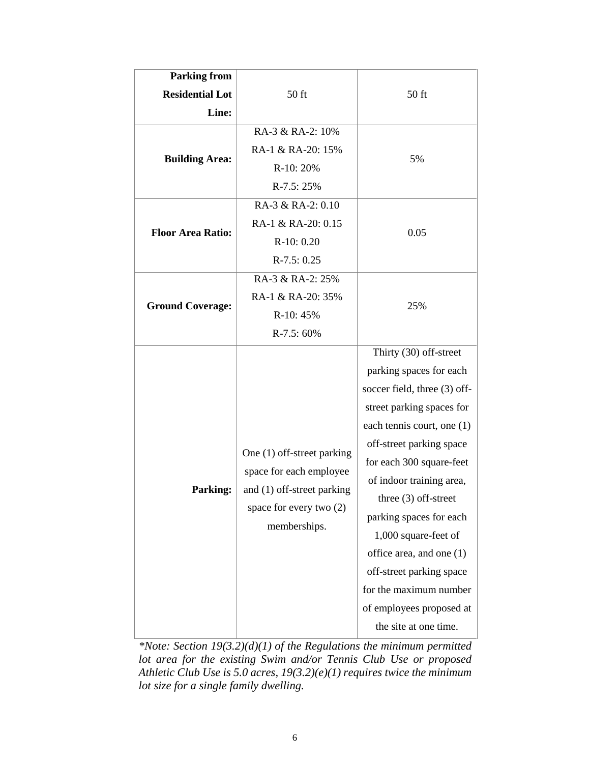| | | |
|---|---|---|
| **Parking from Residential Lot Line:** | 50 ft | 50 ft |
| **Building Area:** | RA-3 & RA-2: 10%<br>RA-1 & RA-20: 15%<br>R-10: 20%<br>R-7.5: 25% | 5% |
| **Floor Area Ratio:** | RA-3 & RA-2: 0.10<br>RA-1 & RA-20: 0.15<br>R-10: 0.20<br>R-7.5: 0.25 | 0.05 |
| **Ground Coverage:** | RA-3 & RA-2: 25%<br>RA-1 & RA-20: 35%<br>R-10: 45%<br>R-7.5: 60% | 25% |
| **Parking:** | One (1) off-street parking space for each employee and (1) off-street parking space for every two (2) memberships. | Thirty (30) off-street parking spaces for each soccer field, three (3) off-street parking spaces for each tennis court, one (1) off-street parking space for each 300 square-feet of indoor training area, three (3) off-street parking spaces for each 1,000 square-feet of office area, and one (1) off-street parking space for the maximum number of employees proposed at the site at one time. |

*\*Note: Section 19(3.2)(d)(1) of the Regulations the minimum permitted lot area for the existing Swim and/or Tennis Club Use or proposed Athletic Club Use is 5.0 acres, 19(3.2)(e)(1) requires twice the minimum lot size for a single family dwelling.*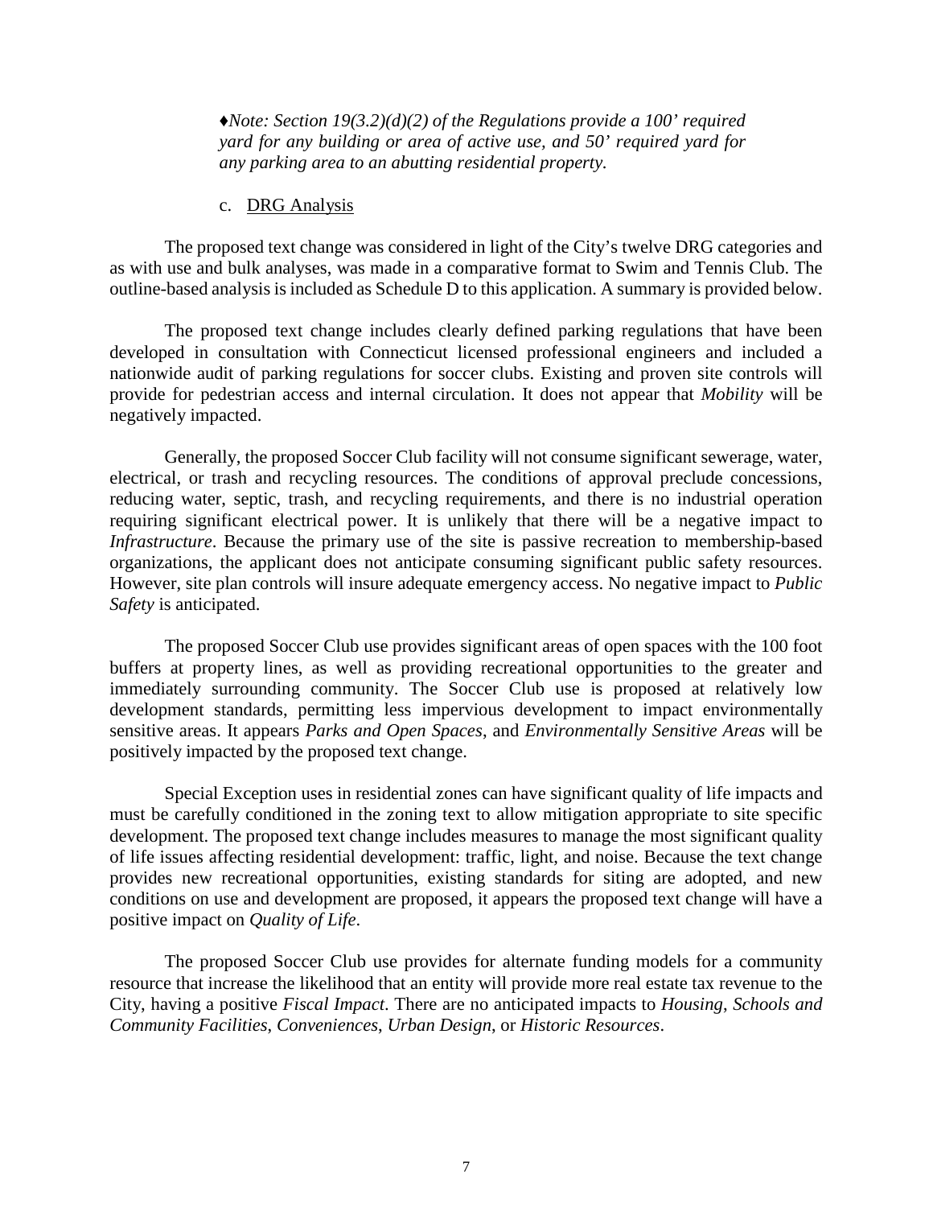♦*Note: Section 19(3.2)(d)(2) of the Regulations provide a 100' required yard for any building or area of active use, and 50' required yard for any parking area to an abutting residential property.*

c. <u>DRG Analysis</u>

The proposed text change was considered in light of the City's twelve DRG categories and as with use and bulk analyses, was made in a comparative format to Swim and Tennis Club. The outline-based analysis is included as Schedule D to this application. A summary is provided below.

The proposed text change includes clearly defined parking regulations that have been developed in consultation with Connecticut licensed professional engineers and included a nationwide audit of parking regulations for soccer clubs. Existing and proven site controls will provide for pedestrian access and internal circulation. It does not appear that *Mobility* will be negatively impacted.

Generally, the proposed Soccer Club facility will not consume significant sewerage, water, electrical, or trash and recycling resources. The conditions of approval preclude concessions, reducing water, septic, trash, and recycling requirements, and there is no industrial operation requiring significant electrical power. It is unlikely that there will be a negative impact to *Infrastructure*. Because the primary use of the site is passive recreation to membership-based organizations, the applicant does not anticipate consuming significant public safety resources. However, site plan controls will insure adequate emergency access. No negative impact to *Public Safety* is anticipated.

The proposed Soccer Club use provides significant areas of open spaces with the 100 foot buffers at property lines, as well as providing recreational opportunities to the greater and immediately surrounding community. The Soccer Club use is proposed at relatively low development standards, permitting less impervious development to impact environmentally sensitive areas. It appears *Parks and Open Spaces*, and *Environmentally Sensitive Areas* will be positively impacted by the proposed text change.

Special Exception uses in residential zones can have significant quality of life impacts and must be carefully conditioned in the zoning text to allow mitigation appropriate to site specific development. The proposed text change includes measures to manage the most significant quality of life issues affecting residential development: traffic, light, and noise. Because the text change provides new recreational opportunities, existing standards for siting are adopted, and new conditions on use and development are proposed, it appears the proposed text change will have a positive impact on *Quality of Life*.

The proposed Soccer Club use provides for alternate funding models for a community resource that increase the likelihood that an entity will provide more real estate tax revenue to the City, having a positive *Fiscal Impact*. There are no anticipated impacts to *Housing*, *Schools and Community Facilities*, *Conveniences*, *Urban Design*, or *Historic Resources*.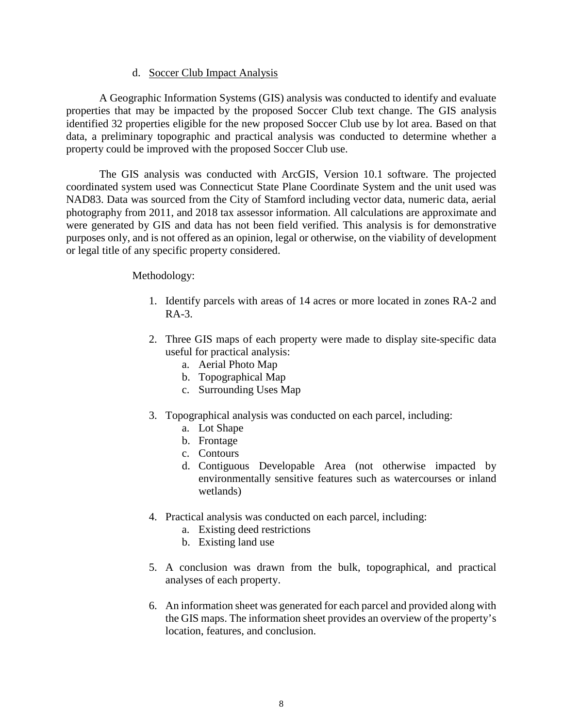d. Soccer Club Impact Analysis

A Geographic Information Systems (GIS) analysis was conducted to identify and evaluate properties that may be impacted by the proposed Soccer Club text change. The GIS analysis identified 32 properties eligible for the new proposed Soccer Club use by lot area. Based on that data, a preliminary topographic and practical analysis was conducted to determine whether a property could be improved with the proposed Soccer Club use.

The GIS analysis was conducted with ArcGIS, Version 10.1 software. The projected coordinated system used was Connecticut State Plane Coordinate System and the unit used was NAD83. Data was sourced from the City of Stamford including vector data, numeric data, aerial photography from 2011, and 2018 tax assessor information. All calculations are approximate and were generated by GIS and data has not been field verified. This analysis is for demonstrative purposes only, and is not offered as an opinion, legal or otherwise, on the viability of development or legal title of any specific property considered.

Methodology:

1. Identify parcels with areas of 14 acres or more located in zones RA-2 and RA-3.

2. Three GIS maps of each property were made to display site-specific data useful for practical analysis:
   a. Aerial Photo Map
   b. Topographical Map
   c. Surrounding Uses Map

3. Topographical analysis was conducted on each parcel, including:
   a. Lot Shape
   b. Frontage
   c. Contours
   d. Contiguous Developable Area (not otherwise impacted by environmentally sensitive features such as watercourses or inland wetlands)

4. Practical analysis was conducted on each parcel, including:
   a. Existing deed restrictions
   b. Existing land use

5. A conclusion was drawn from the bulk, topographical, and practical analyses of each property.

6. An information sheet was generated for each parcel and provided along with the GIS maps. The information sheet provides an overview of the property's location, features, and conclusion.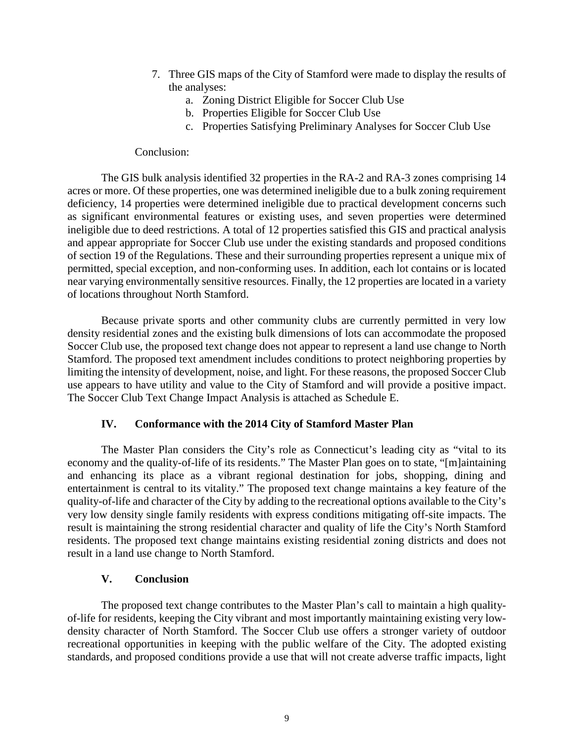7. Three GIS maps of the City of Stamford were made to display the results of the analyses:
    a. Zoning District Eligible for Soccer Club Use
    b. Properties Eligible for Soccer Club Use
    c. Properties Satisfying Preliminary Analyses for Soccer Club Use

Conclusion:

The GIS bulk analysis identified 32 properties in the RA-2 and RA-3 zones comprising 14 acres or more. Of these properties, one was determined ineligible due to a bulk zoning requirement deficiency, 14 properties were determined ineligible due to practical development concerns such as significant environmental features or existing uses, and seven properties were determined ineligible due to deed restrictions. A total of 12 properties satisfied this GIS and practical analysis and appear appropriate for Soccer Club use under the existing standards and proposed conditions of section 19 of the Regulations. These and their surrounding properties represent a unique mix of permitted, special exception, and non-conforming uses. In addition, each lot contains or is located near varying environmentally sensitive resources. Finally, the 12 properties are located in a variety of locations throughout North Stamford.

Because private sports and other community clubs are currently permitted in very low density residential zones and the existing bulk dimensions of lots can accommodate the proposed Soccer Club use, the proposed text change does not appear to represent a land use change to North Stamford. The proposed text amendment includes conditions to protect neighboring properties by limiting the intensity of development, noise, and light. For these reasons, the proposed Soccer Club use appears to have utility and value to the City of Stamford and will provide a positive impact. The Soccer Club Text Change Impact Analysis is attached as Schedule E.

## IV. Conformance with the 2014 City of Stamford Master Plan

The Master Plan considers the City's role as Connecticut's leading city as "vital to its economy and the quality-of-life of its residents." The Master Plan goes on to state, "[m]aintaining and enhancing its place as a vibrant regional destination for jobs, shopping, dining and entertainment is central to its vitality." The proposed text change maintains a key feature of the quality-of-life and character of the City by adding to the recreational options available to the City's very low density single family residents with express conditions mitigating off-site impacts. The result is maintaining the strong residential character and quality of life the City's North Stamford residents. The proposed text change maintains existing residential zoning districts and does not result in a land use change to North Stamford.

## V. Conclusion

The proposed text change contributes to the Master Plan's call to maintain a high quality-of-life for residents, keeping the City vibrant and most importantly maintaining existing very low-density character of North Stamford. The Soccer Club use offers a stronger variety of outdoor recreational opportunities in keeping with the public welfare of the City. The adopted existing standards, and proposed conditions provide a use that will not create adverse traffic impacts, light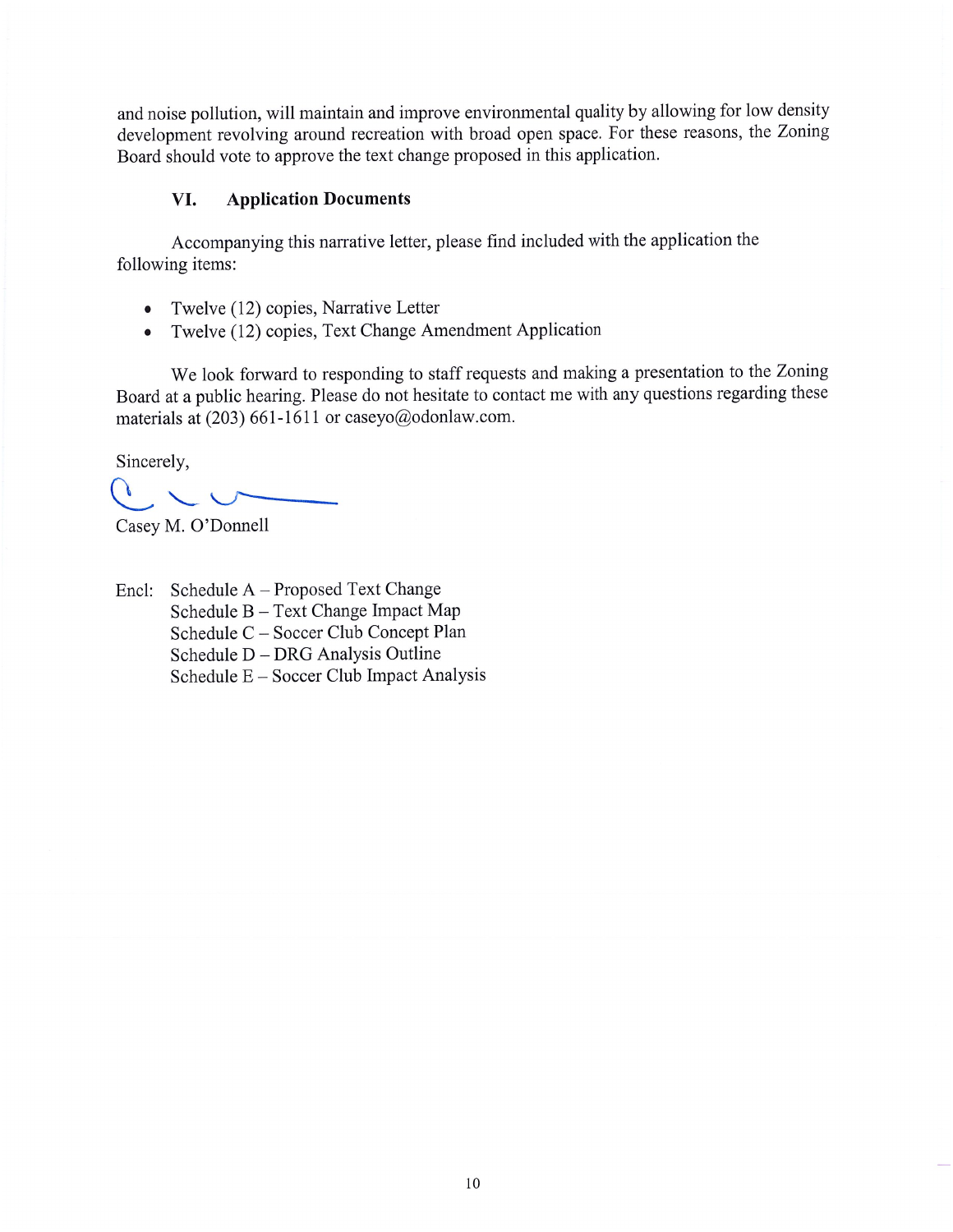and noise pollution, will maintain and improve environmental quality by allowing for low density development revolving around recreation with broad open space. For these reasons, the Zoning Board should vote to approve the text change proposed in this application.

## VI. Application Documents

Accompanying this narrative letter, please find included with the application the following items:

- Twelve (12) copies, Narrative Letter
- Twelve (12) copies, Text Change Amendment Application

We look forward to responding to staff requests and making a presentation to the Zoning Board at a public hearing. Please do not hesitate to contact me with any questions regarding these materials at (203) 661-1611 or caseyo@odonlaw.com.

Sincerely,

Casey M. O'Donnell

Encl: Schedule A – Proposed Text Change
Schedule B – Text Change Impact Map
Schedule C – Soccer Club Concept Plan
Schedule D – DRG Analysis Outline
Schedule E – Soccer Club Impact Analysis